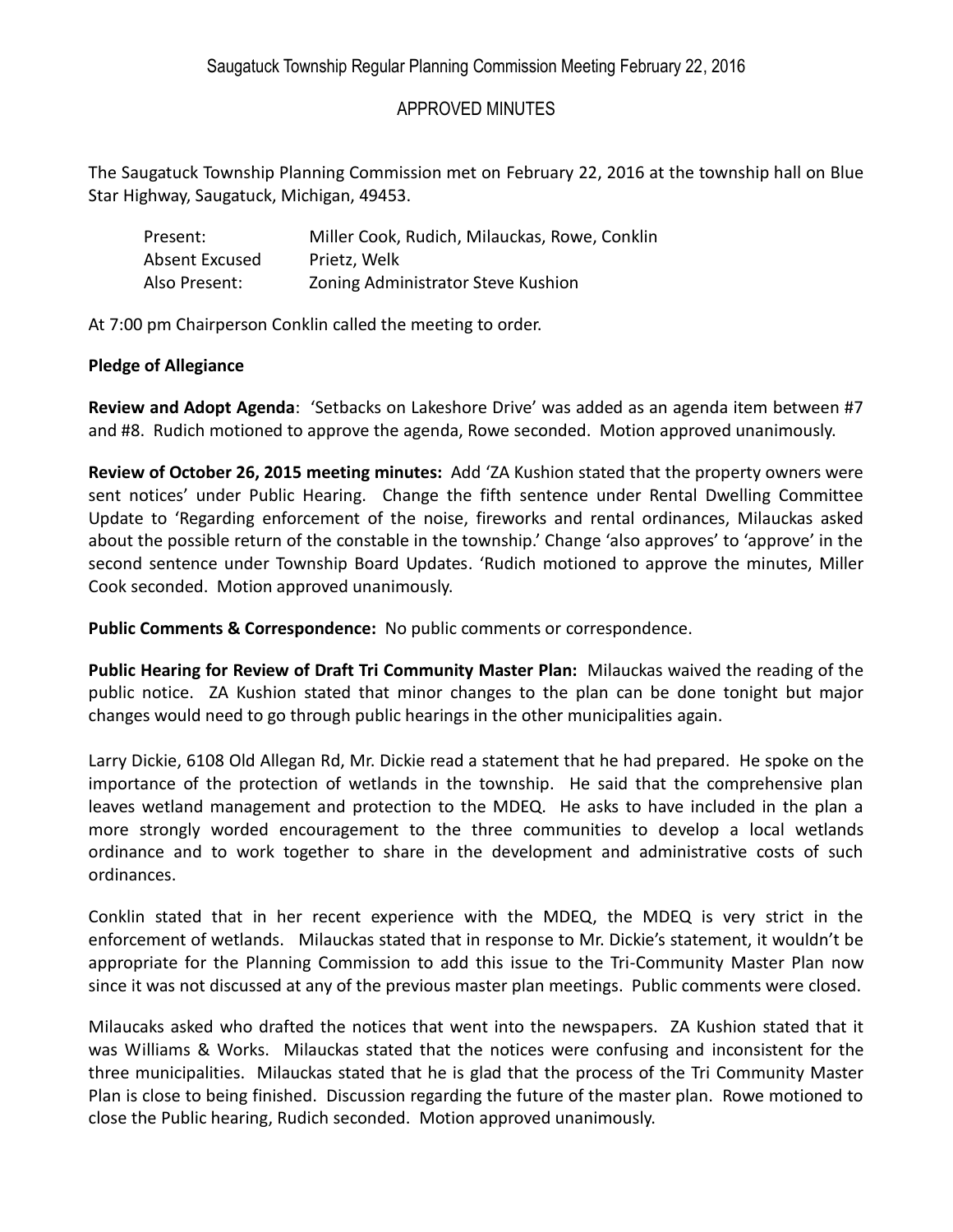Saugatuck Township Regular Planning Commission Meeting February 22, 2016

APPROVED MINUTES

The Saugatuck Township Planning Commission met on February 22, 2016 at the township hall on Blue Star Highway, Saugatuck, Michigan, 49453.

| | |
|---|---|
| Present: | Miller Cook, Rudich, Milauckas, Rowe, Conklin |
| Absent Excused | Prietz, Welk |
| Also Present: | Zoning Administrator Steve Kushion |

At 7:00 pm Chairperson Conklin called the meeting to order.

**Pledge of Allegiance**

**Review and Adopt Agenda**: 'Setbacks on Lakeshore Drive' was added as an agenda item between #7 and #8. Rudich motioned to approve the agenda, Rowe seconded. Motion approved unanimously.

**Review of October 26, 2015 meeting minutes:** Add 'ZA Kushion stated that the property owners were sent notices' under Public Hearing. Change the fifth sentence under Rental Dwelling Committee Update to 'Regarding enforcement of the noise, fireworks and rental ordinances, Milauckas asked about the possible return of the constable in the township.' Change 'also approves' to 'approve' in the second sentence under Township Board Updates. 'Rudich motioned to approve the minutes, Miller Cook seconded. Motion approved unanimously.

**Public Comments & Correspondence:** No public comments or correspondence.

**Public Hearing for Review of Draft Tri Community Master Plan:** Milauckas waived the reading of the public notice. ZA Kushion stated that minor changes to the plan can be done tonight but major changes would need to go through public hearings in the other municipalities again.

Larry Dickie, 6108 Old Allegan Rd, Mr. Dickie read a statement that he had prepared. He spoke on the importance of the protection of wetlands in the township. He said that the comprehensive plan leaves wetland management and protection to the MDEQ. He asks to have included in the plan a more strongly worded encouragement to the three communities to develop a local wetlands ordinance and to work together to share in the development and administrative costs of such ordinances.

Conklin stated that in her recent experience with the MDEQ, the MDEQ is very strict in the enforcement of wetlands. Milauckas stated that in response to Mr. Dickie's statement, it wouldn't be appropriate for the Planning Commission to add this issue to the Tri-Community Master Plan now since it was not discussed at any of the previous master plan meetings. Public comments were closed.

Milaucaks asked who drafted the notices that went into the newspapers. ZA Kushion stated that it was Williams & Works. Milauckas stated that the notices were confusing and inconsistent for the three municipalities. Milauckas stated that he is glad that the process of the Tri Community Master Plan is close to being finished. Discussion regarding the future of the master plan. Rowe motioned to close the Public hearing, Rudich seconded. Motion approved unanimously.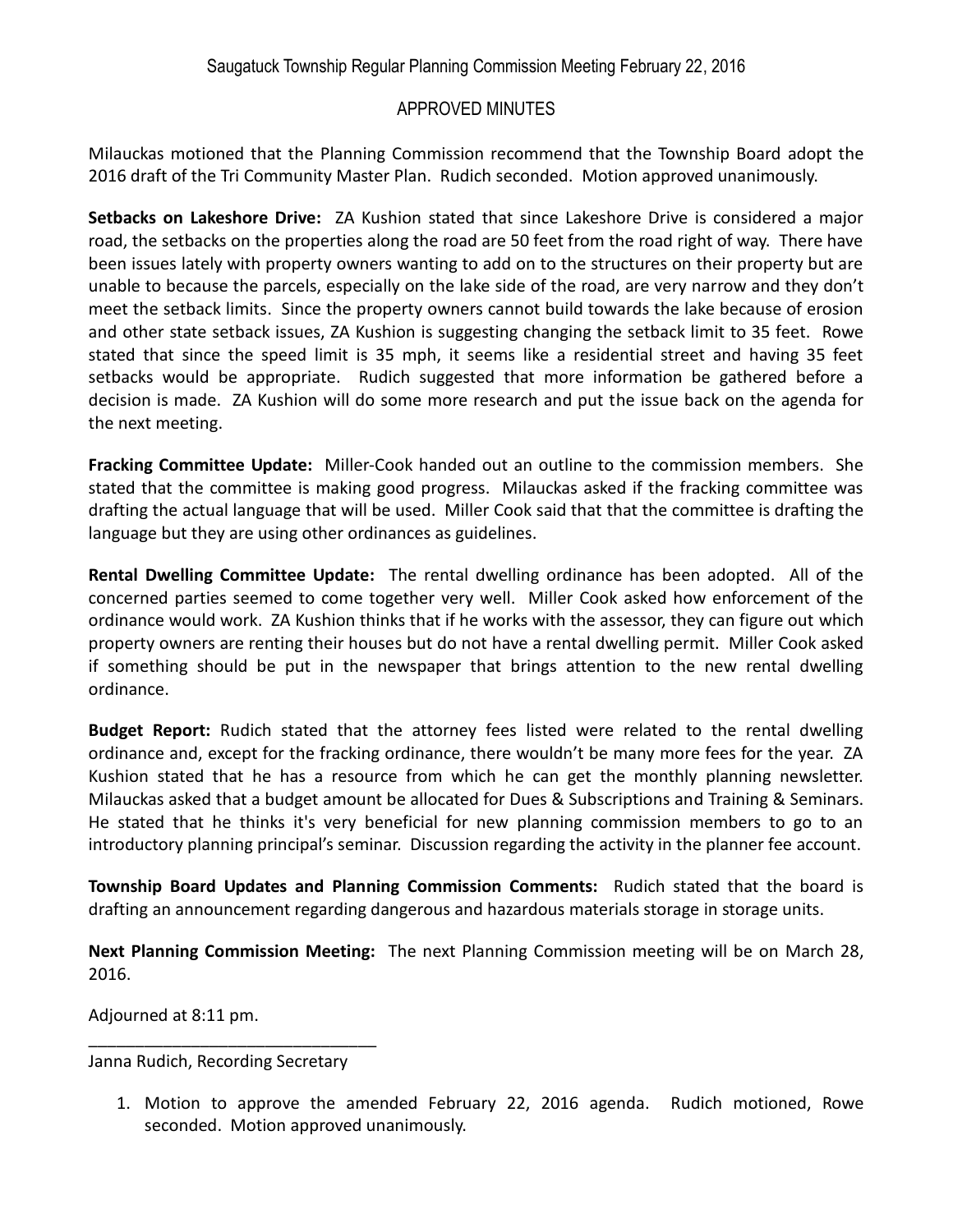Milauckas motioned that the Planning Commission recommend that the Township Board adopt the 2016 draft of the Tri Community Master Plan. Rudich seconded. Motion approved unanimously.

**Setbacks on Lakeshore Drive:** ZA Kushion stated that since Lakeshore Drive is considered a major road, the setbacks on the properties along the road are 50 feet from the road right of way. There have been issues lately with property owners wanting to add on to the structures on their property but are unable to because the parcels, especially on the lake side of the road, are very narrow and they don't meet the setback limits. Since the property owners cannot build towards the lake because of erosion and other state setback issues, ZA Kushion is suggesting changing the setback limit to 35 feet. Rowe stated that since the speed limit is 35 mph, it seems like a residential street and having 35 feet setbacks would be appropriate. Rudich suggested that more information be gathered before a decision is made. ZA Kushion will do some more research and put the issue back on the agenda for the next meeting.

**Fracking Committee Update:** Miller-Cook handed out an outline to the commission members. She stated that the committee is making good progress. Milauckas asked if the fracking committee was drafting the actual language that will be used. Miller Cook said that that the committee is drafting the language but they are using other ordinances as guidelines.

**Rental Dwelling Committee Update:** The rental dwelling ordinance has been adopted. All of the concerned parties seemed to come together very well. Miller Cook asked how enforcement of the ordinance would work. ZA Kushion thinks that if he works with the assessor, they can figure out which property owners are renting their houses but do not have a rental dwelling permit. Miller Cook asked if something should be put in the newspaper that brings attention to the new rental dwelling ordinance.

**Budget Report:** Rudich stated that the attorney fees listed were related to the rental dwelling ordinance and, except for the fracking ordinance, there wouldn't be many more fees for the year. ZA Kushion stated that he has a resource from which he can get the monthly planning newsletter. Milauckas asked that a budget amount be allocated for Dues & Subscriptions and Training & Seminars. He stated that he thinks it's very beneficial for new planning commission members to go to an introductory planning principal's seminar. Discussion regarding the activity in the planner fee account.

**Township Board Updates and Planning Commission Comments:** Rudich stated that the board is drafting an announcement regarding dangerous and hazardous materials storage in storage units.

**Next Planning Commission Meeting:** The next Planning Commission meeting will be on March 28, 2016.

Adjourned at 8:11 pm.

______________________________
Janna Rudich, Recording Secretary

1. Motion to approve the amended February 22, 2016 agenda. Rudich motioned, Rowe seconded. Motion approved unanimously.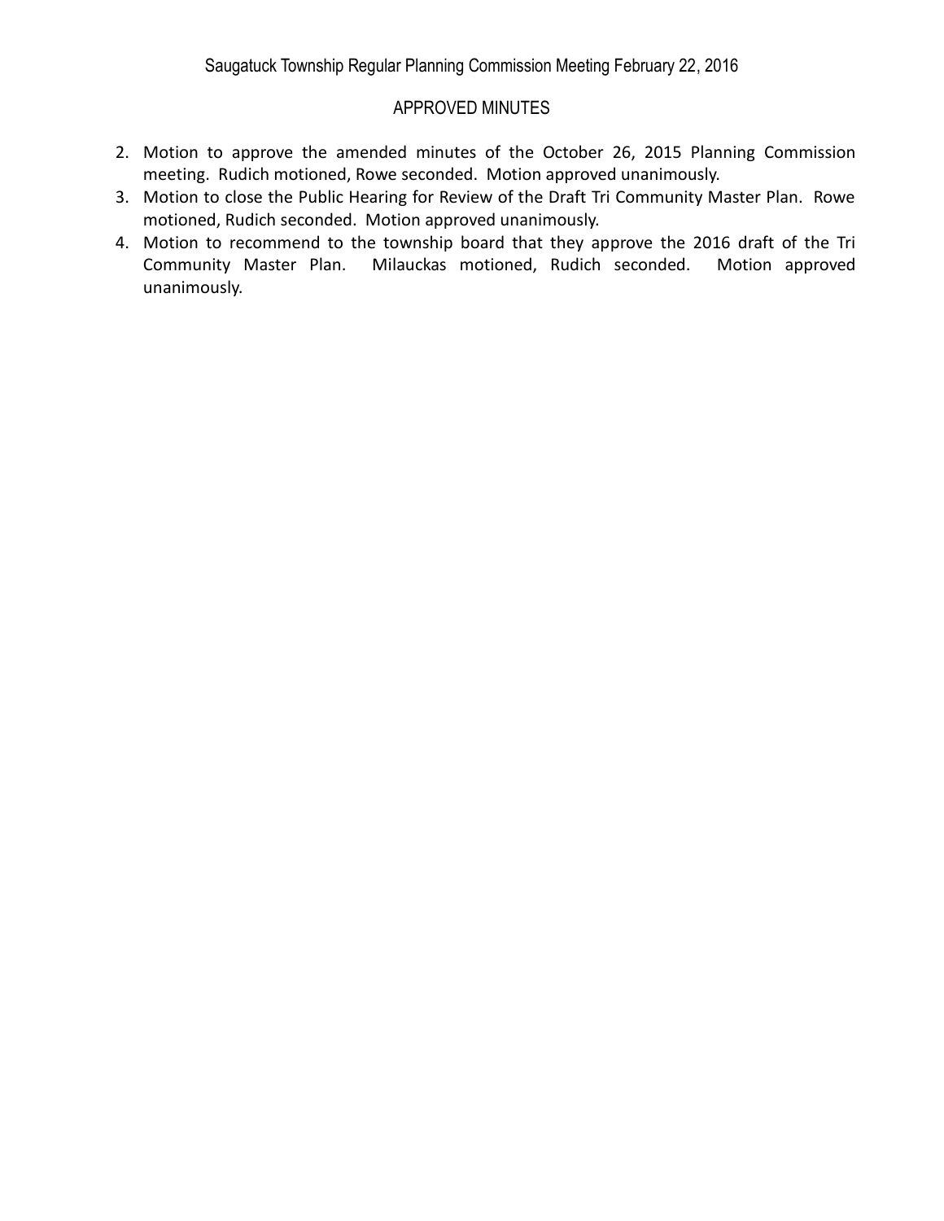2. Motion to approve the amended minutes of the October 26, 2015 Planning Commission meeting. Rudich motioned, Rowe seconded. Motion approved unanimously.
3. Motion to close the Public Hearing for Review of the Draft Tri Community Master Plan. Rowe motioned, Rudich seconded. Motion approved unanimously.
4. Motion to recommend to the township board that they approve the 2016 draft of the Tri Community Master Plan. Milauckas motioned, Rudich seconded. Motion approved unanimously.